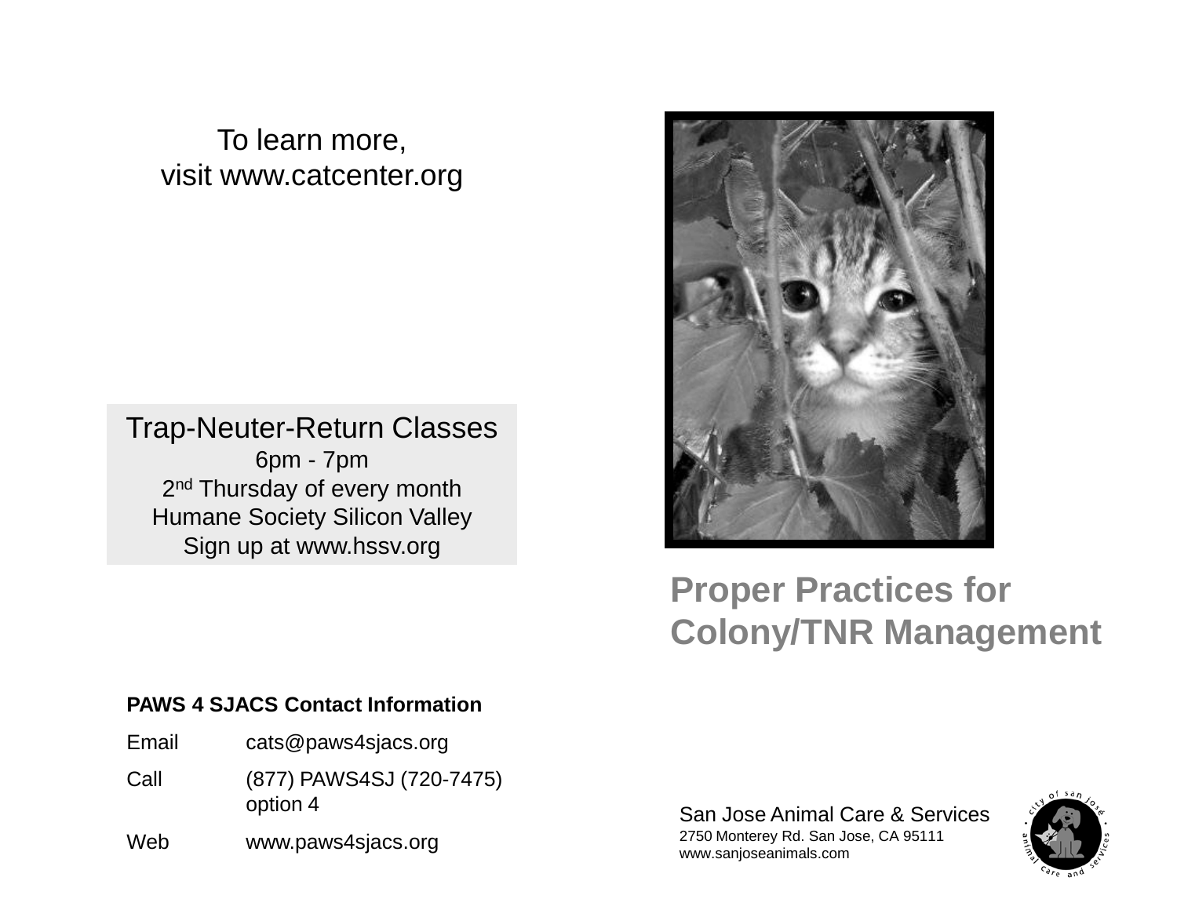To learn more,
visit www.catcenter.org

**Trap-Neuter-Return Classes**
6pm - 7pm
2nd Thursday of every month
Humane Society Silicon Valley
Sign up at www.hssv.org

**PAWS 4 SJACS Contact Information**

| | |
|---|---|
| Email | cats@paws4sjacs.org |
| Call | (877) PAWS4SJ (720-7475) option 4 |
| Web | www.paws4sjacs.org |

# Proper Practices for Colony/TNR Management

San Jose Animal Care & Services
2750 Monterey Rd. San Jose, CA 95111
www.sanjoseanimals.com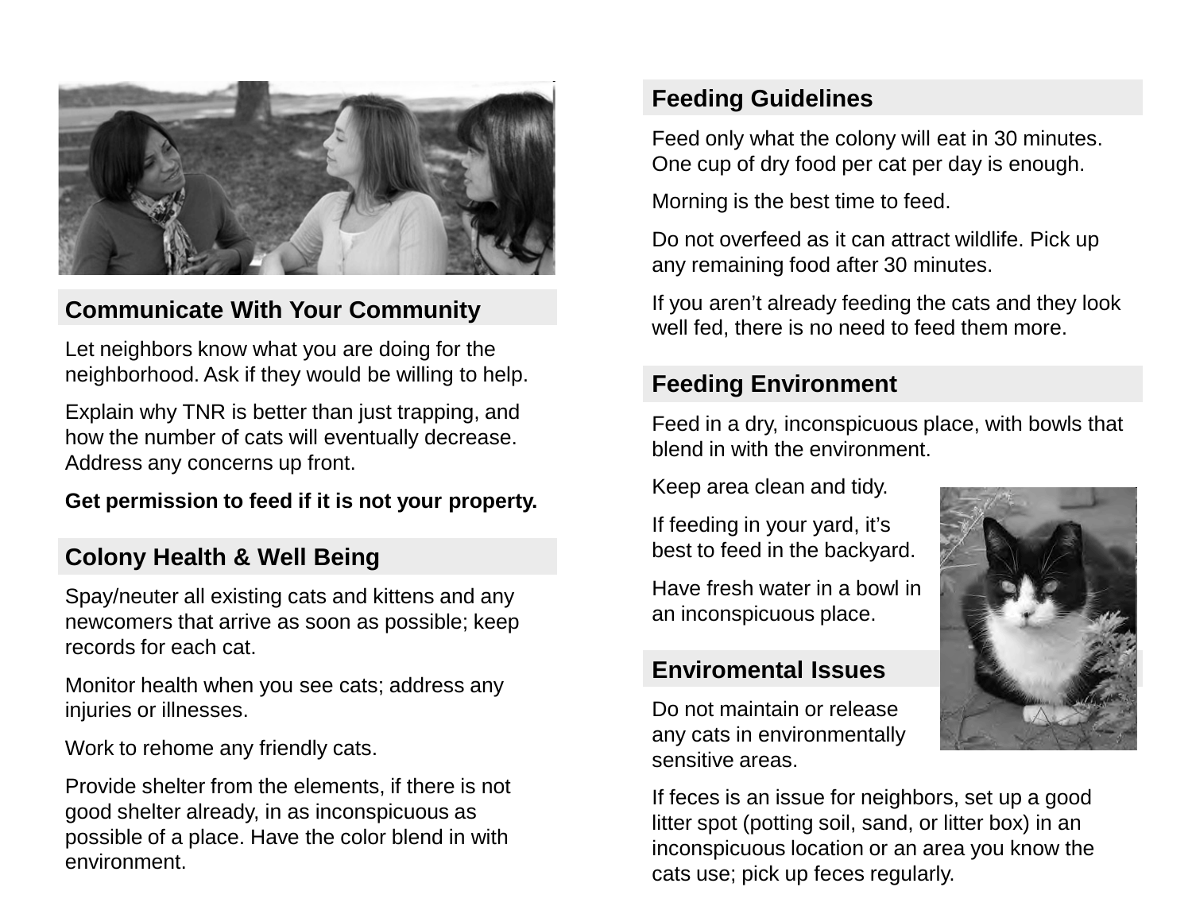## Communicate With Your Community

Let neighbors know what you are doing for the neighborhood. Ask if they would be willing to help.

Explain why TNR is better than just trapping, and how the number of cats will eventually decrease. Address any concerns up front.

**Get permission to feed if it is not your property.**

## Colony Health & Well Being

Spay/neuter all existing cats and kittens and any newcomers that arrive as soon as possible; keep records for each cat.

Monitor health when you see cats; address any injuries or illnesses.

Work to rehome any friendly cats.

Provide shelter from the elements, if there is not good shelter already, in as inconspicuous as possible of a place. Have the color blend in with environment.

## Feeding Guidelines

Feed only what the colony will eat in 30 minutes. One cup of dry food per cat per day is enough.

Morning is the best time to feed.

Do not overfeed as it can attract wildlife. Pick up any remaining food after 30 minutes.

If you aren't already feeding the cats and they look well fed, there is no need to feed them more.

## Feeding Environment

Feed in a dry, inconspicuous place, with bowls that blend in with the environment.

Keep area clean and tidy.

If feeding in your yard, it's best to feed in the backyard.

Have fresh water in a bowl in an inconspicuous place.

## Enviromental Issues

Do not maintain or release any cats in environmentally sensitive areas.

If feces is an issue for neighbors, set up a good litter spot (potting soil, sand, or litter box) in an inconspicuous location or an area you know the cats use; pick up feces regularly.